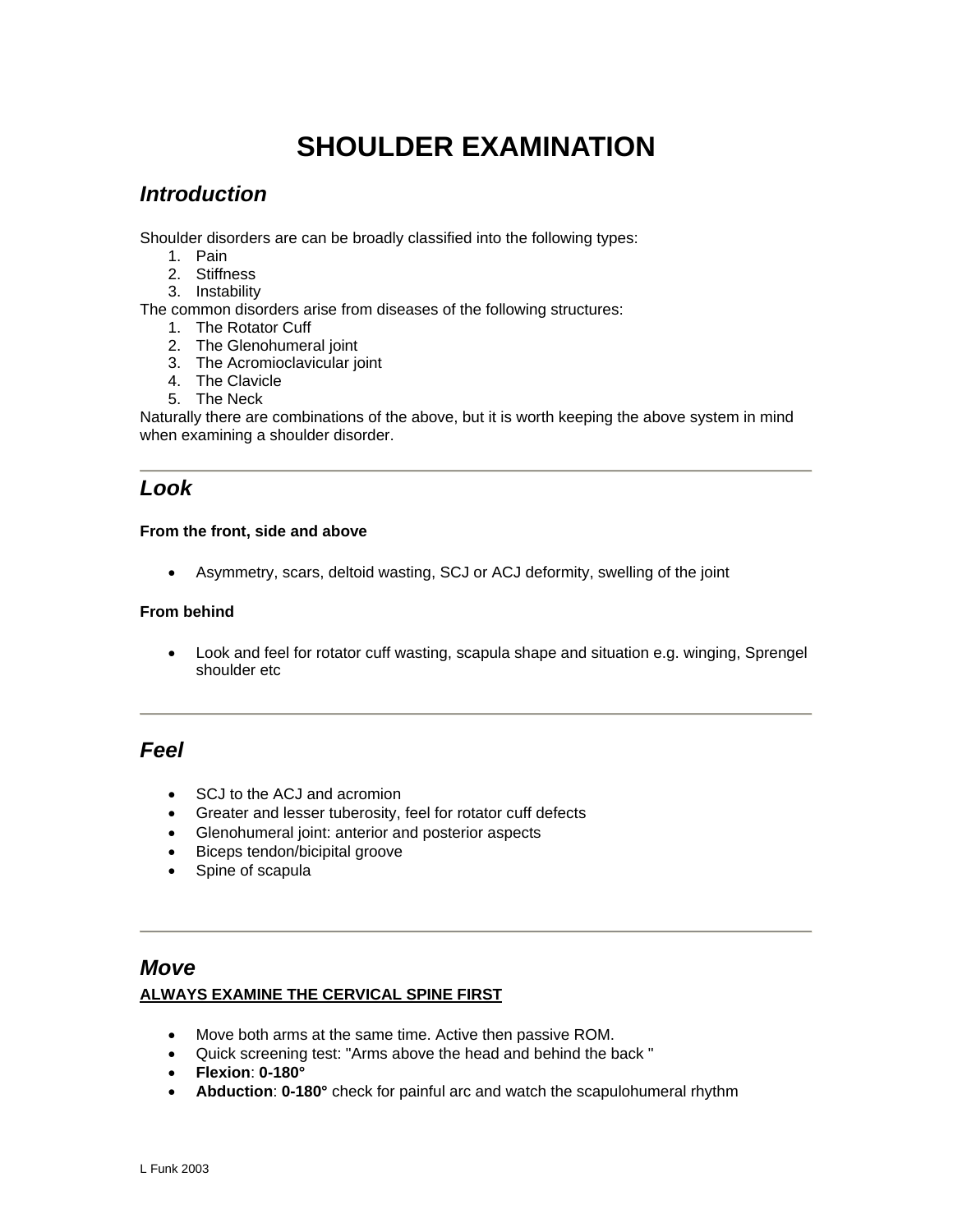# SHOULDER EXAMINATION

## *Introduction*

Shoulder disorders are can be broadly classified into the following types:

1. Pain
2. Stiffness
3. Instability

The common disorders arise from diseases of the following structures:

1. The Rotator Cuff
2. The Glenohumeral joint
3. The Acromioclavicular joint
4. The Clavicle
5. The Neck

Naturally there are combinations of the above, but it is worth keeping the above system in mind when examining a shoulder disorder.

---

## *Look*

**From the front, side and above**

- Asymmetry, scars, deltoid wasting, SCJ or ACJ deformity, swelling of the joint

**From behind**

- Look and feel for rotator cuff wasting, scapula shape and situation e.g. winging, Sprengel shoulder etc

---

## *Feel*

- SCJ to the ACJ and acromion
- Greater and lesser tuberosity, feel for rotator cuff defects
- Glenohumeral joint: anterior and posterior aspects
- Biceps tendon/bicipital groove
- Spine of scapula

---

## *Move*

**<u>ALWAYS EXAMINE THE CERVICAL SPINE FIRST</u>**

- Move both arms at the same time. Active then passive ROM.
- Quick screening test: "Arms above the head and behind the back "
- **Flexion**: **0-180°**
- **Abduction**: **0-180°** check for painful arc and watch the scapulohumeral rhythm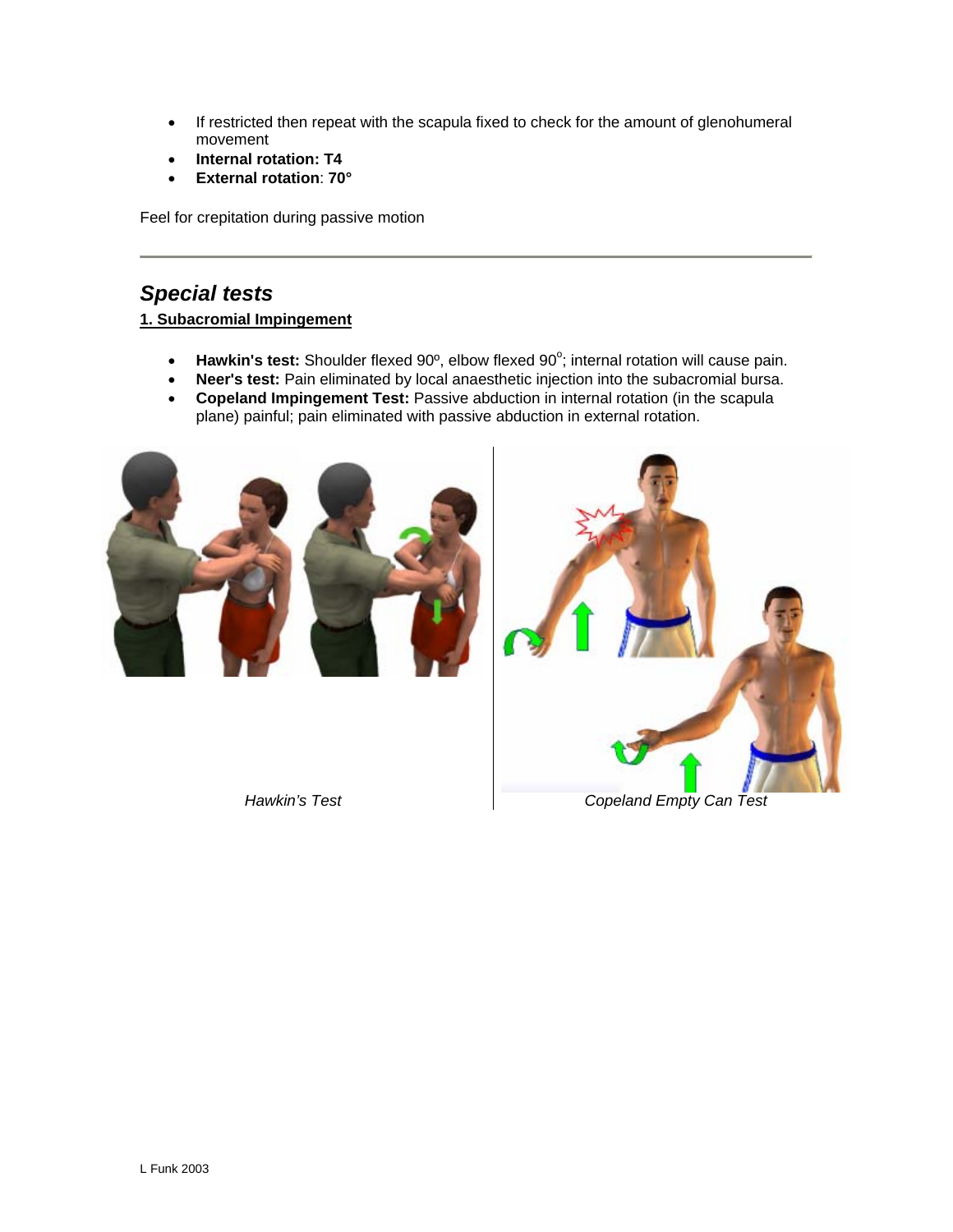- If restricted then repeat with the scapula fixed to check for the amount of glenohumeral movement
- **Internal rotation: T4**
- **External rotation**: **70°**

Feel for crepitation during passive motion

---

## *Special tests*

**1. Subacromial Impingement**

- **Hawkin's test:** Shoulder flexed 90º, elbow flexed 90°; internal rotation will cause pain.
- **Neer's test:** Pain eliminated by local anaesthetic injection into the subacromial bursa.
- **Copeland Impingement Test:** Passive abduction in internal rotation (in the scapula plane) painful; pain eliminated with passive abduction in external rotation.

*Hawkin's Test*

*Copeland Empty Can Test*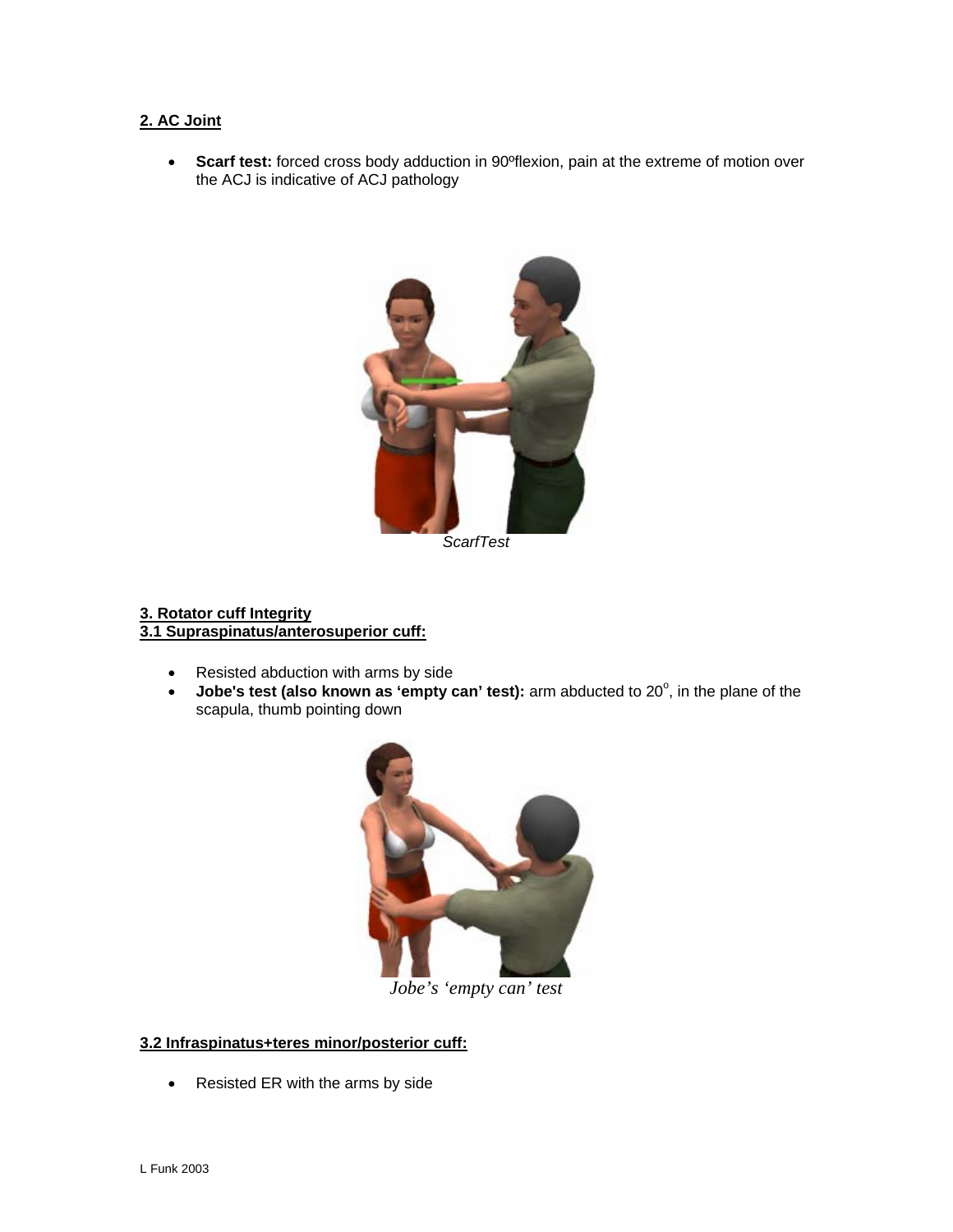**2. AC Joint**

- **Scarf test:** forced cross body adduction in 90ºflexion, pain at the extreme of motion over the ACJ is indicative of ACJ pathology

*ScarfTest*

**3. Rotator cuff Integrity**
**3.1 Supraspinatus/anterosuperior cuff:**

- Resisted abduction with arms by side
- **Jobe's test (also known as 'empty can' test):** arm abducted to 20°, in the plane of the scapula, thumb pointing down

*Jobe's 'empty can' test*

**3.2 Infraspinatus+teres minor/posterior cuff:**

- Resisted ER with the arms by side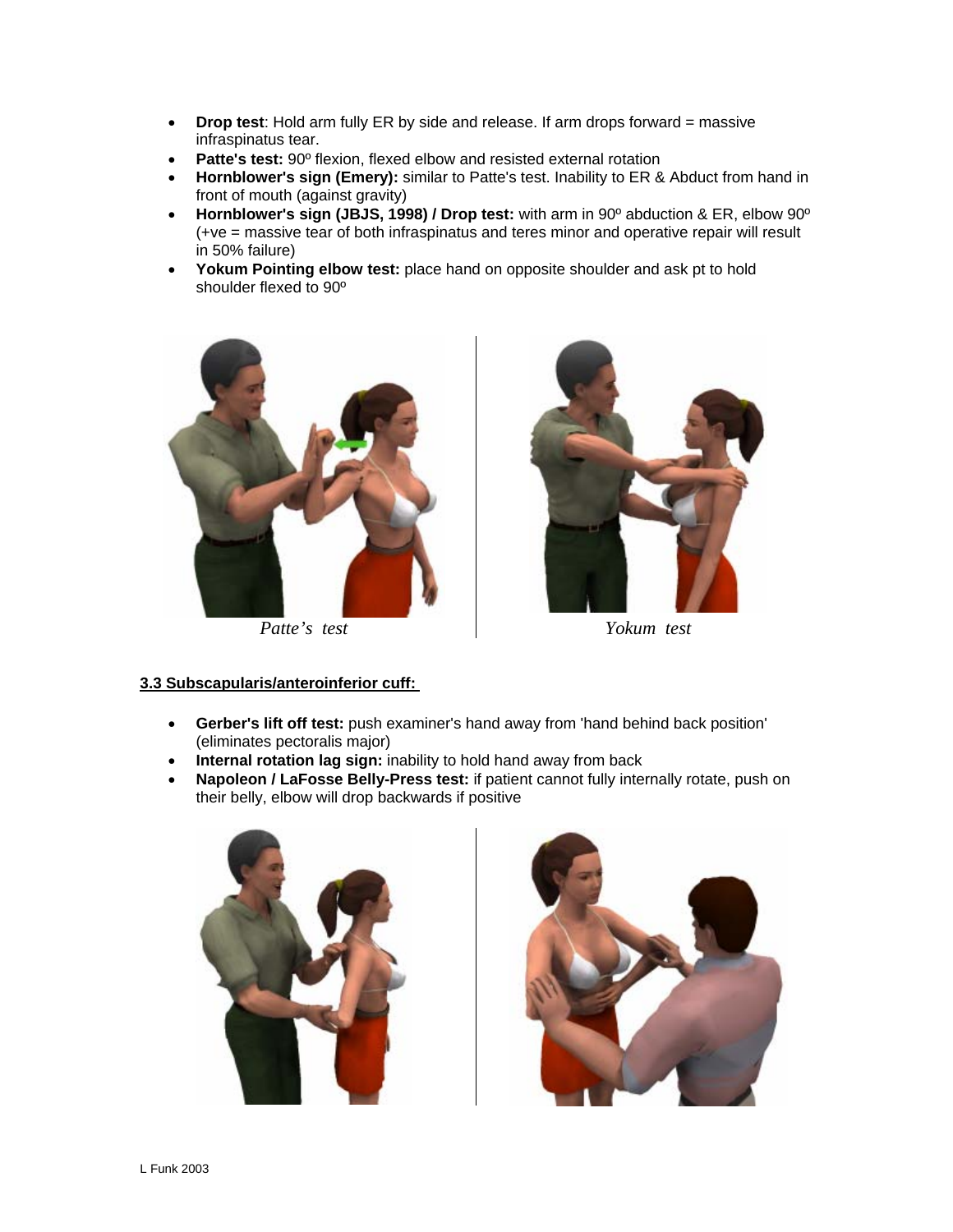- **Drop test**: Hold arm fully ER by side and release. If arm drops forward = massive infraspinatus tear.
- **Patte's test:** 90º flexion, flexed elbow and resisted external rotation
- **Hornblower's sign (Emery):** similar to Patte's test. Inability to ER & Abduct from hand in front of mouth (against gravity)
- **Hornblower's sign (JBJS, 1998) / Drop test:** with arm in 90º abduction & ER, elbow 90º (+ve = massive tear of both infraspinatus and teres minor and operative repair will result in 50% failure)
- **Yokum Pointing elbow test:** place hand on opposite shoulder and ask pt to hold shoulder flexed to 90º

*Patte's test*

*Yokum test*

**3.3 Subscapularis/anteroinferior cuff:**

- **Gerber's lift off test:** push examiner's hand away from 'hand behind back position' (eliminates pectoralis major)
- **Internal rotation lag sign:** inability to hold hand away from back
- **Napoleon / LaFosse Belly-Press test:** if patient cannot fully internally rotate, push on their belly, elbow will drop backwards if positive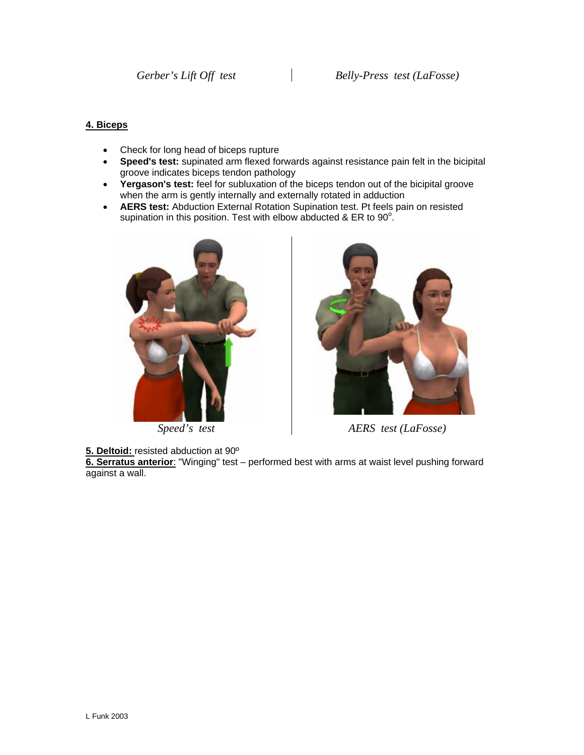*Gerber's Lift Off test* | *Belly-Press test (LaFosse)*

**4. Biceps**

- Check for long head of biceps rupture
- **Speed's test:** supinated arm flexed forwards against resistance pain felt in the bicipital groove indicates biceps tendon pathology
- **Yergason's test:** feel for subluxation of the biceps tendon out of the bicipital groove when the arm is gently internally and externally rotated in adduction
- **AERS test:** Abduction External Rotation Supination test. Pt feels pain on resisted supination in this position. Test with elbow abducted & ER to 90°.

*Speed's test* | *AERS test (LaFosse)*

**5. Deltoid:** resisted abduction at 90º

**6. Serratus anterior**: "Winging" test – performed best with arms at waist level pushing forward against a wall.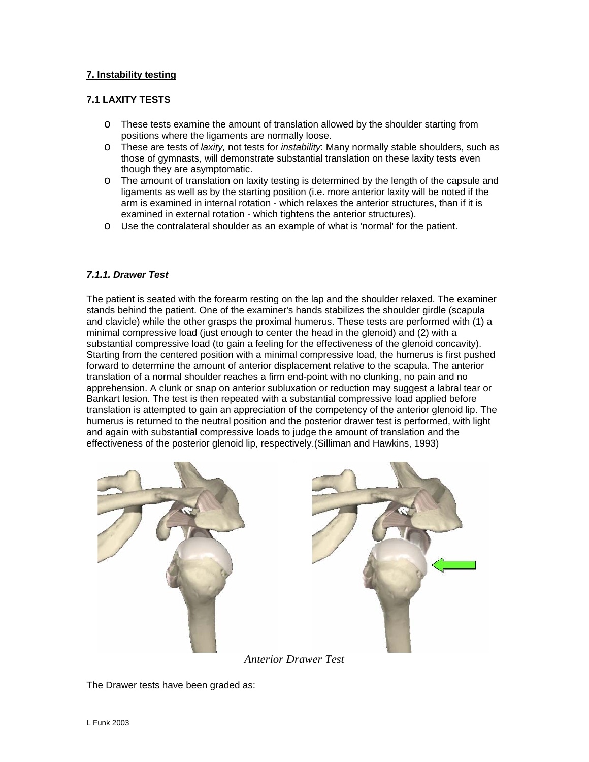## 7. Instability testing

### 7.1 LAXITY TESTS

- These tests examine the amount of translation allowed by the shoulder starting from positions where the ligaments are normally loose.
- These are tests of *laxity,* not tests for *instability*: Many normally stable shoulders, such as those of gymnasts, will demonstrate substantial translation on these laxity tests even though they are asymptomatic.
- The amount of translation on laxity testing is determined by the length of the capsule and ligaments as well as by the starting position (i.e. more anterior laxity will be noted if the arm is examined in internal rotation - which relaxes the anterior structures, than if it is examined in external rotation - which tightens the anterior structures).
- Use the contralateral shoulder as an example of what is 'normal' for the patient.

#### *7.1.1. Drawer Test*

The patient is seated with the forearm resting on the lap and the shoulder relaxed. The examiner stands behind the patient. One of the examiner's hands stabilizes the shoulder girdle (scapula and clavicle) while the other grasps the proximal humerus. These tests are performed with (1) a minimal compressive load (just enough to center the head in the glenoid) and (2) with a substantial compressive load (to gain a feeling for the effectiveness of the glenoid concavity). Starting from the centered position with a minimal compressive load, the humerus is first pushed forward to determine the amount of anterior displacement relative to the scapula. The anterior translation of a normal shoulder reaches a firm end-point with no clunking, no pain and no apprehension. A clunk or snap on anterior subluxation or reduction may suggest a labral tear or Bankart lesion. The test is then repeated with a substantial compressive load applied before translation is attempted to gain an appreciation of the competency of the anterior glenoid lip. The humerus is returned to the neutral position and the posterior drawer test is performed, with light and again with substantial compressive loads to judge the amount of translation and the effectiveness of the posterior glenoid lip, respectively.(Silliman and Hawkins, 1993)

*Anterior Drawer Test*

The Drawer tests have been graded as: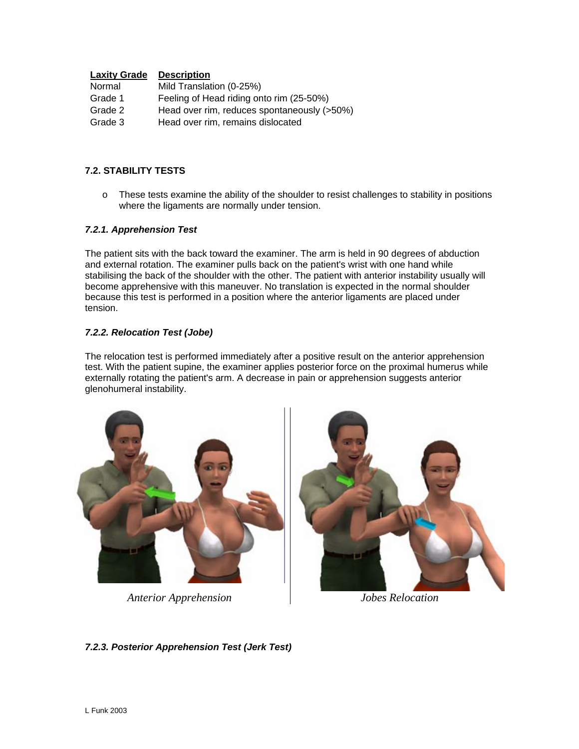| Laxity Grade | Description |
| --- | --- |
| Normal | Mild Translation (0-25%) |
| Grade 1 | Feeling of Head riding onto rim (25-50%) |
| Grade 2 | Head over rim, reduces spontaneously (>50%) |
| Grade 3 | Head over rim, remains dislocated |

## 7.2. STABILITY TESTS

- These tests examine the ability of the shoulder to resist challenges to stability in positions where the ligaments are normally under tension.

### *7.2.1. Apprehension Test*

The patient sits with the back toward the examiner. The arm is held in 90 degrees of abduction and external rotation. The examiner pulls back on the patient's wrist with one hand while stabilising the back of the shoulder with the other. The patient with anterior instability usually will become apprehensive with this maneuver. No translation is expected in the normal shoulder because this test is performed in a position where the anterior ligaments are placed under tension.

### *7.2.2. Relocation Test (Jobe)*

The relocation test is performed immediately after a positive result on the anterior apprehension test. With the patient supine, the examiner applies posterior force on the proximal humerus while externally rotating the patient's arm. A decrease in pain or apprehension suggests anterior glenohumeral instability.

*Anterior Apprehension*

*Jobes Relocation*

### *7.2.3. Posterior Apprehension Test (Jerk Test)*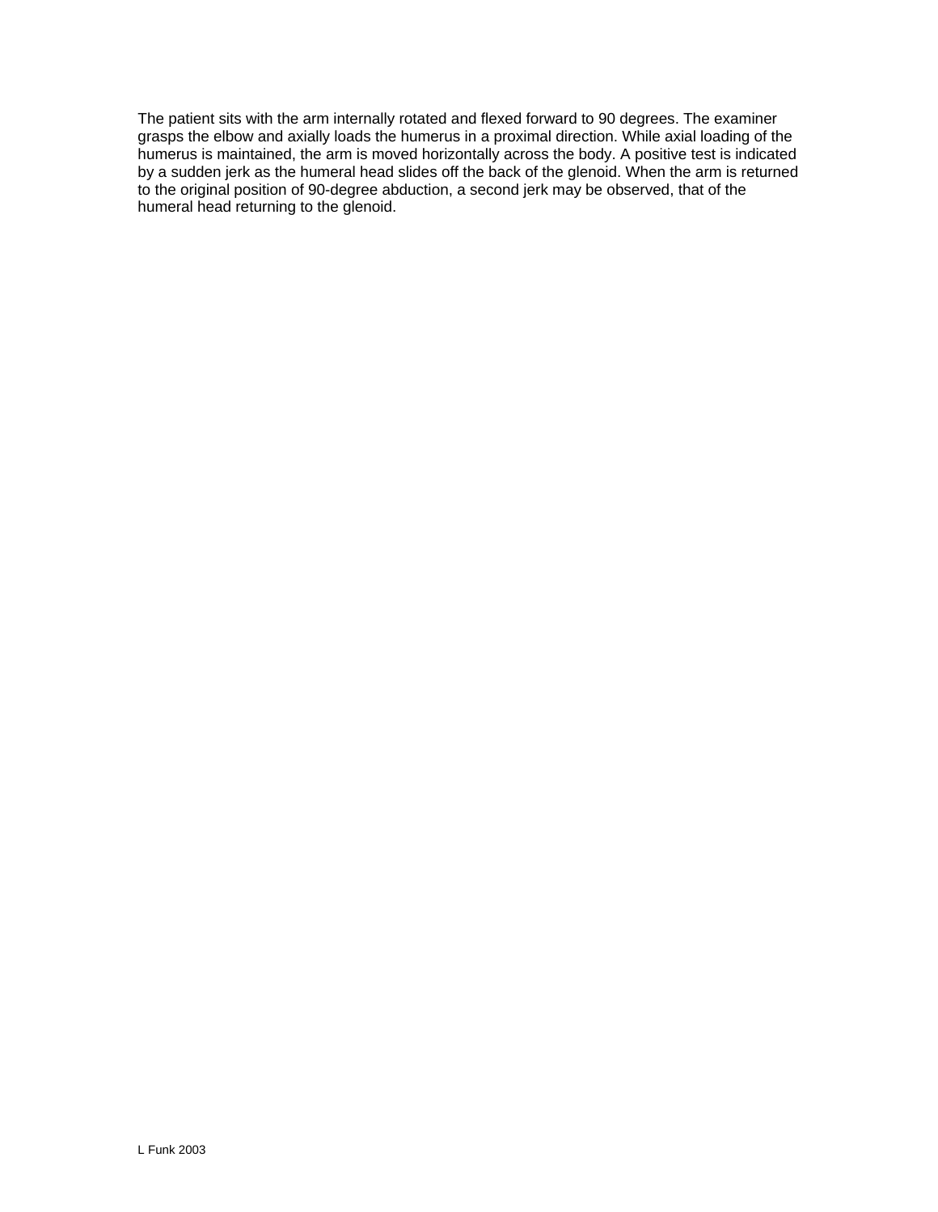The patient sits with the arm internally rotated and flexed forward to 90 degrees. The examiner grasps the elbow and axially loads the humerus in a proximal direction. While axial loading of the humerus is maintained, the arm is moved horizontally across the body. A positive test is indicated by a sudden jerk as the humeral head slides off the back of the glenoid. When the arm is returned to the original position of 90-degree abduction, a second jerk may be observed, that of the humeral head returning to the glenoid.